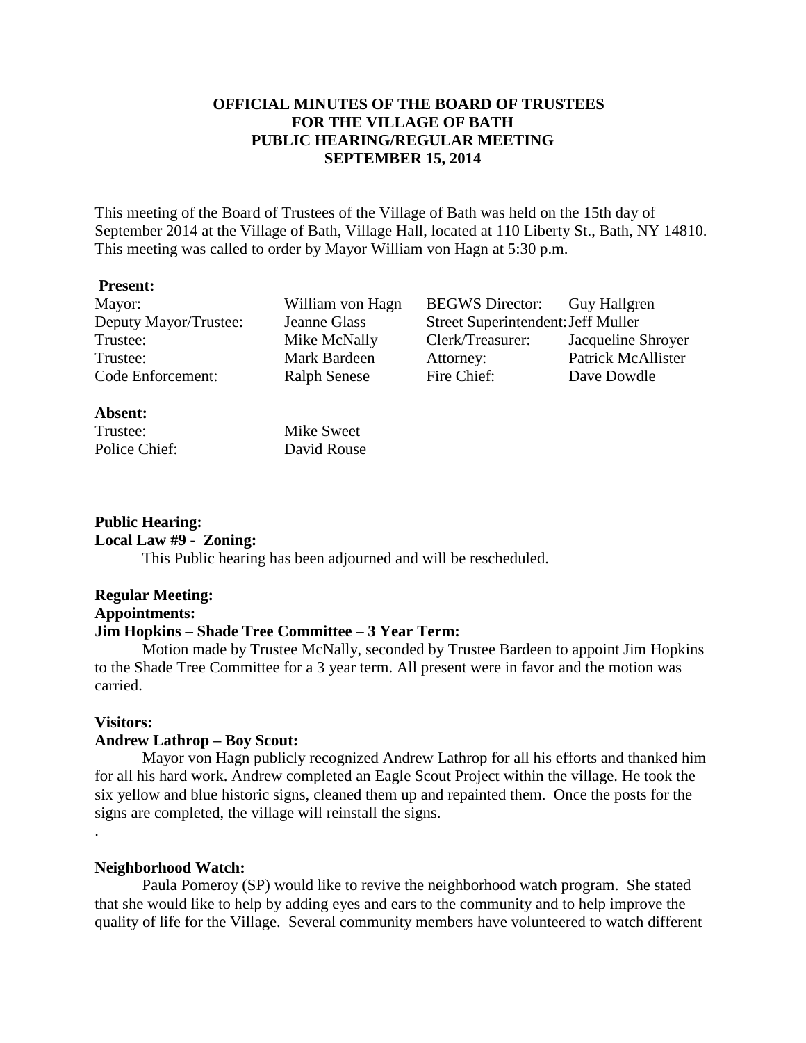**OFFICIAL MINUTES OF THE BOARD OF TRUSTEES FOR THE VILLAGE OF BATH PUBLIC HEARING/REGULAR MEETING SEPTEMBER 15, 2014**

This meeting of the Board of Trustees of the Village of Bath was held on the 15th day of September 2014 at the Village of Bath, Village Hall, located at 110 Liberty St., Bath, NY 14810. This meeting was called to order by Mayor William von Hagn at 5:30 p.m.

**Present:**

| | | | |
|---|---|---|---|
| Mayor: | William von Hagn | BEGWS Director: | Guy Hallgren |
| Deputy Mayor/Trustee: | Jeanne Glass | Street Superintendent: | Jeff Muller |
| Trustee: | Mike McNally | Clerk/Treasurer: | Jacqueline Shroyer |
| Trustee: | Mark Bardeen | Attorney: | Patrick McAllister |
| Code Enforcement: | Ralph Senese | Fire Chief: | Dave Dowdle |

**Absent:**

| | |
|---|---|
| Trustee: | Mike Sweet |
| Police Chief: | David Rouse |

**Public Hearing:**

**Local Law #9 - Zoning:**

This Public hearing has been adjourned and will be rescheduled.

**Regular Meeting:**

**Appointments:**

**Jim Hopkins – Shade Tree Committee – 3 Year Term:**

Motion made by Trustee McNally, seconded by Trustee Bardeen to appoint Jim Hopkins to the Shade Tree Committee for a 3 year term. All present were in favor and the motion was carried.

**Visitors:**

**Andrew Lathrop – Boy Scout:**

Mayor von Hagn publicly recognized Andrew Lathrop for all his efforts and thanked him for all his hard work. Andrew completed an Eagle Scout Project within the village. He took the six yellow and blue historic signs, cleaned them up and repainted them. Once the posts for the signs are completed, the village will reinstall the signs.

.

**Neighborhood Watch:**

Paula Pomeroy (SP) would like to revive the neighborhood watch program. She stated that she would like to help by adding eyes and ears to the community and to help improve the quality of life for the Village. Several community members have volunteered to watch different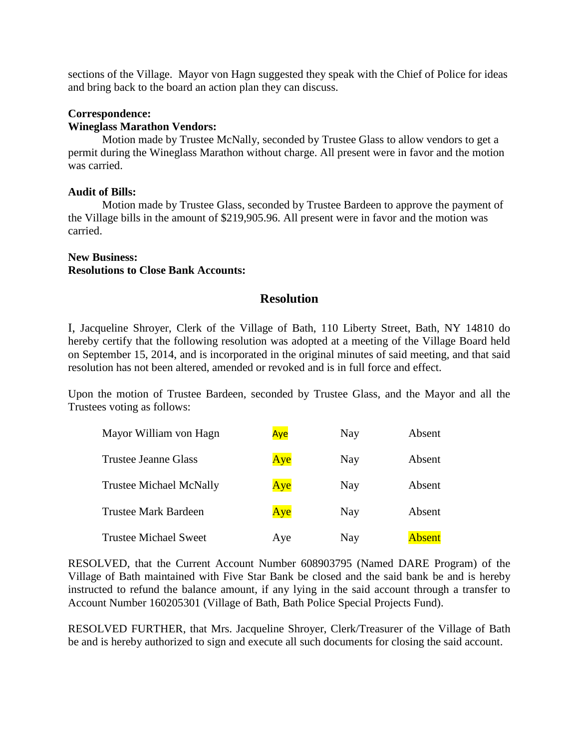sections of the Village. Mayor von Hagn suggested they speak with the Chief of Police for ideas and bring back to the board an action plan they can discuss.

**Correspondence:**
**Wineglass Marathon Vendors:**

Motion made by Trustee McNally, seconded by Trustee Glass to allow vendors to get a permit during the Wineglass Marathon without charge. All present were in favor and the motion was carried.

**Audit of Bills:**

Motion made by Trustee Glass, seconded by Trustee Bardeen to approve the payment of the Village bills in the amount of $219,905.96. All present were in favor and the motion was carried.

**New Business:**
**Resolutions to Close Bank Accounts:**

## Resolution

I, Jacqueline Shroyer, Clerk of the Village of Bath, 110 Liberty Street, Bath, NY 14810 do hereby certify that the following resolution was adopted at a meeting of the Village Board held on September 15, 2014, and is incorporated in the original minutes of said meeting, and that said resolution has not been altered, amended or revoked and is in full force and effect.

Upon the motion of Trustee Bardeen, seconded by Trustee Glass, and the Mayor and all the Trustees voting as follows:

| | | | |
|---|---|---|---|
| Mayor William von Hagn | **Aye** | Nay | Absent |
| Trustee Jeanne Glass | **Aye** | Nay | Absent |
| Trustee Michael McNally | **Aye** | Nay | Absent |
| Trustee Mark Bardeen | **Aye** | Nay | Absent |
| Trustee Michael Sweet | Aye | Nay | **Absent** |

RESOLVED, that the Current Account Number 608903795 (Named DARE Program) of the Village of Bath maintained with Five Star Bank be closed and the said bank be and is hereby instructed to refund the balance amount, if any lying in the said account through a transfer to Account Number 160205301 (Village of Bath, Bath Police Special Projects Fund).

RESOLVED FURTHER, that Mrs. Jacqueline Shroyer, Clerk/Treasurer of the Village of Bath be and is hereby authorized to sign and execute all such documents for closing the said account.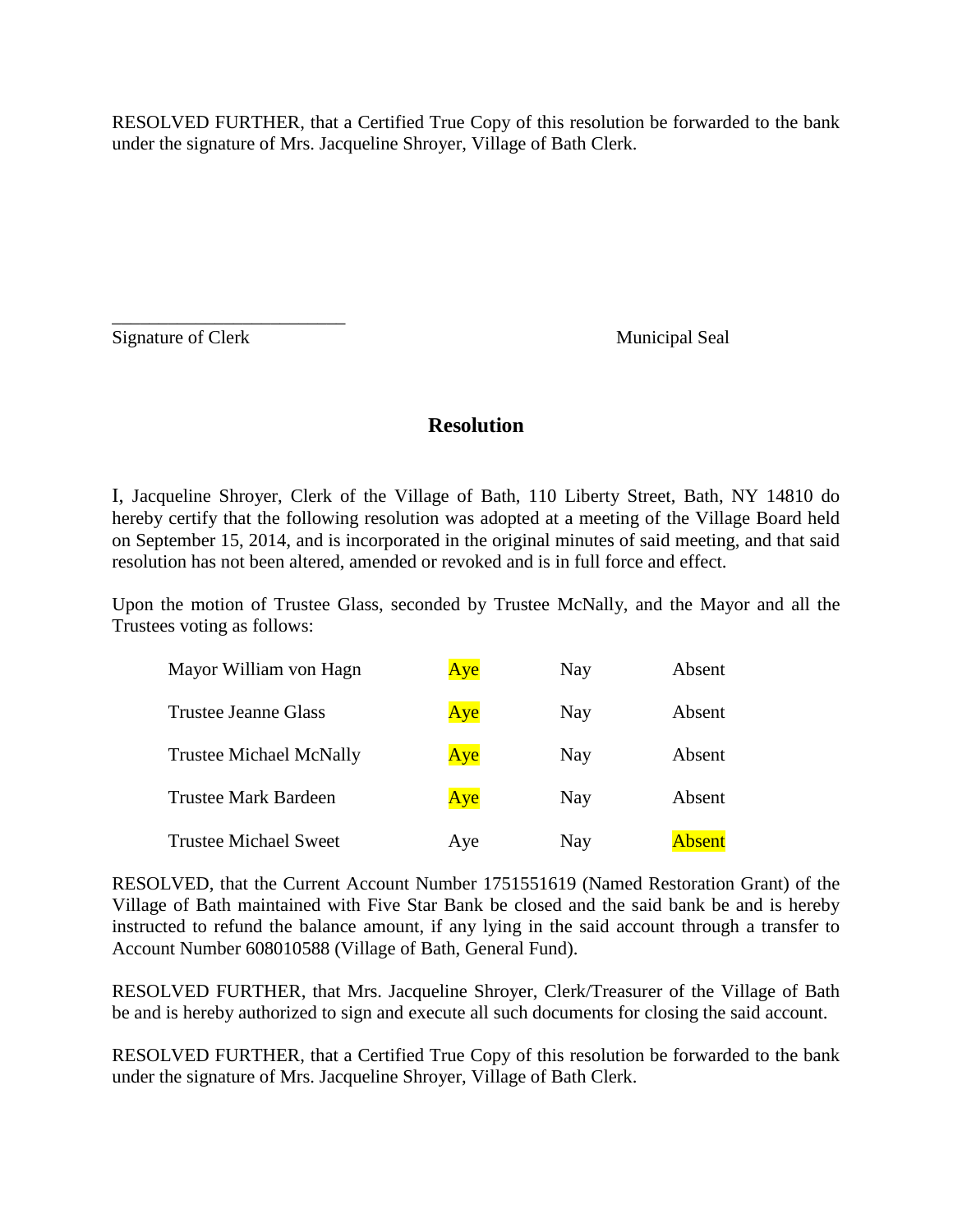RESOLVED FURTHER, that a Certified True Copy of this resolution be forwarded to the bank under the signature of Mrs. Jacqueline Shroyer, Village of Bath Clerk.

\_\_\_\_\_\_\_\_\_\_\_\_\_\_\_\_\_\_\_\_\_\_\_\_\_\_
Signature of Clerk                                                    Municipal Seal

## Resolution

I, Jacqueline Shroyer, Clerk of the Village of Bath, 110 Liberty Street, Bath, NY 14810 do hereby certify that the following resolution was adopted at a meeting of the Village Board held on September 15, 2014, and is incorporated in the original minutes of said meeting, and that said resolution has not been altered, amended or revoked and is in full force and effect.

Upon the motion of Trustee Glass, seconded by Trustee McNally, and the Mayor and all the Trustees voting as follows:

| | | | |
|---|---|---|---|
| Mayor William von Hagn | **Aye** | Nay | Absent |
| Trustee Jeanne Glass | **Aye** | Nay | Absent |
| Trustee Michael McNally | **Aye** | Nay | Absent |
| Trustee Mark Bardeen | **Aye** | Nay | Absent |
| Trustee Michael Sweet | Aye | Nay | **Absent** |

RESOLVED, that the Current Account Number 1751551619 (Named Restoration Grant) of the Village of Bath maintained with Five Star Bank be closed and the said bank be and is hereby instructed to refund the balance amount, if any lying in the said account through a transfer to Account Number 608010588 (Village of Bath, General Fund).

RESOLVED FURTHER, that Mrs. Jacqueline Shroyer, Clerk/Treasurer of the Village of Bath be and is hereby authorized to sign and execute all such documents for closing the said account.

RESOLVED FURTHER, that a Certified True Copy of this resolution be forwarded to the bank under the signature of Mrs. Jacqueline Shroyer, Village of Bath Clerk.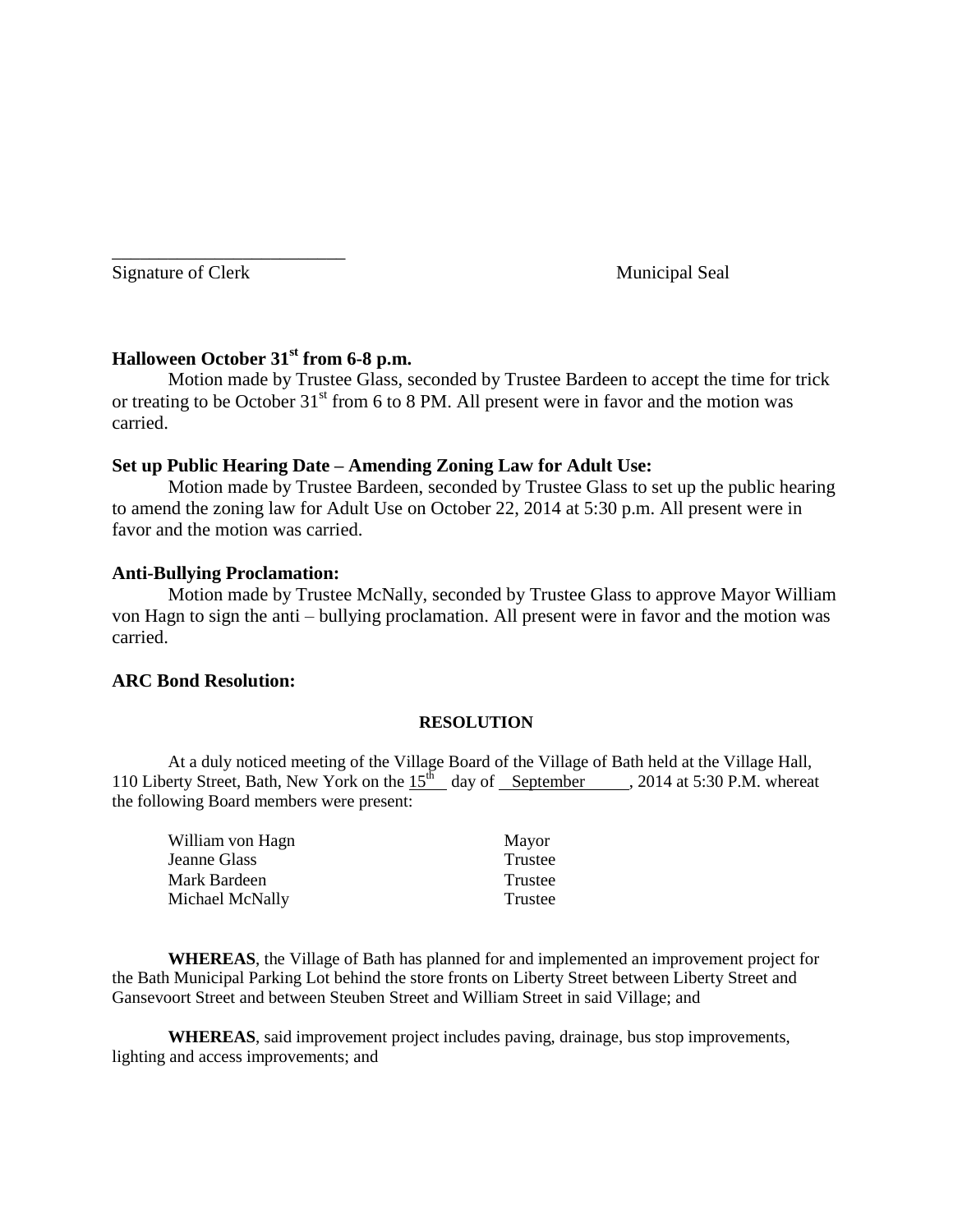\_\_\_\_\_\_\_\_\_\_\_\_\_\_\_\_\_\_\_\_\_\_\_\_\_\_

Signature of Clerk                                                                    Municipal Seal

**Halloween October 31st from 6-8 p.m.**

Motion made by Trustee Glass, seconded by Trustee Bardeen to accept the time for trick or treating to be October 31st from 6 to 8 PM. All present were in favor and the motion was carried.

**Set up Public Hearing Date – Amending Zoning Law for Adult Use:**

Motion made by Trustee Bardeen, seconded by Trustee Glass to set up the public hearing to amend the zoning law for Adult Use on October 22, 2014 at 5:30 p.m. All present were in favor and the motion was carried.

**Anti-Bullying Proclamation:**

Motion made by Trustee McNally, seconded by Trustee Glass to approve Mayor William von Hagn to sign the anti – bullying proclamation. All present were in favor and the motion was carried.

**ARC Bond Resolution:**

**RESOLUTION**

At a duly noticed meeting of the Village Board of the Village of Bath held at the Village Hall, 110 Liberty Street, Bath, New York on the 15th day of September, 2014 at 5:30 P.M. whereat the following Board members were present:

| | |
|---|---|
| William von Hagn | Mayor |
| Jeanne Glass | Trustee |
| Mark Bardeen | Trustee |
| Michael McNally | Trustee |

**WHEREAS**, the Village of Bath has planned for and implemented an improvement project for the Bath Municipal Parking Lot behind the store fronts on Liberty Street between Liberty Street and Gansevoort Street and between Steuben Street and William Street in said Village; and

**WHEREAS**, said improvement project includes paving, drainage, bus stop improvements, lighting and access improvements; and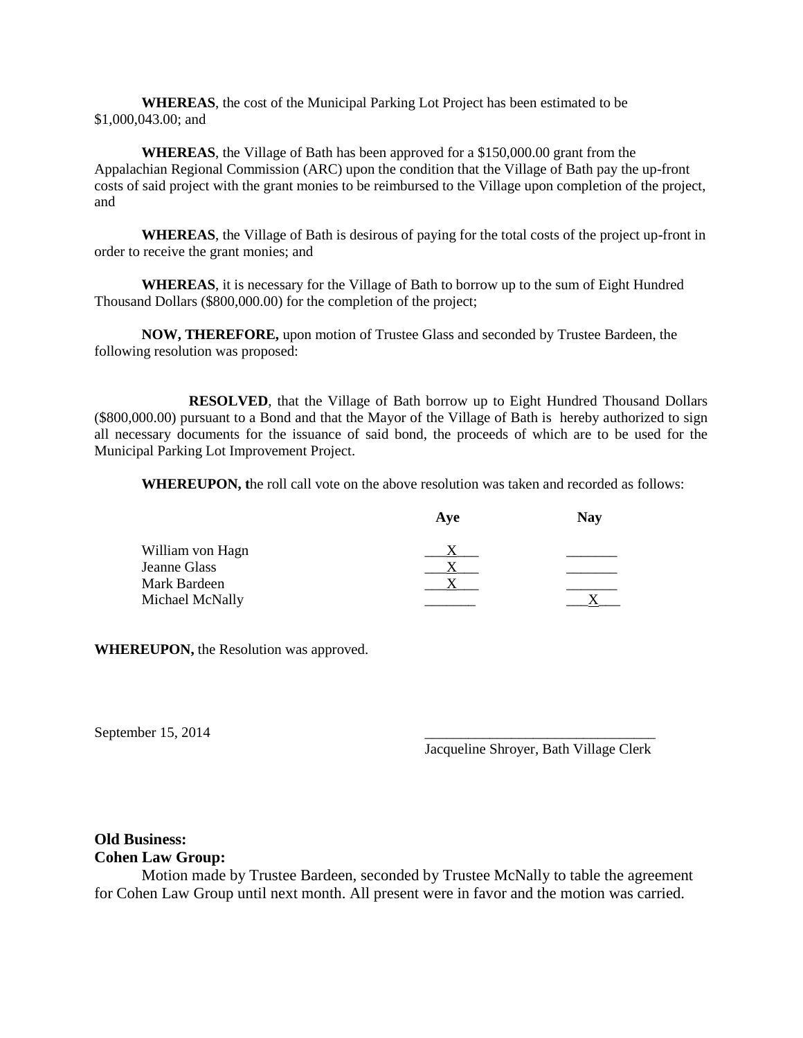**WHEREAS**, the cost of the Municipal Parking Lot Project has been estimated to be $1,000,043.00; and

**WHEREAS**, the Village of Bath has been approved for a $150,000.00 grant from the Appalachian Regional Commission (ARC) upon the condition that the Village of Bath pay the up-front costs of said project with the grant monies to be reimbursed to the Village upon completion of the project, and

**WHEREAS**, the Village of Bath is desirous of paying for the total costs of the project up-front in order to receive the grant monies; and

**WHEREAS**, it is necessary for the Village of Bath to borrow up to the sum of Eight Hundred Thousand Dollars ($800,000.00) for the completion of the project;

**NOW, THEREFORE,** upon motion of Trustee Glass and seconded by Trustee Bardeen, the following resolution was proposed:

**RESOLVED**, that the Village of Bath borrow up to Eight Hundred Thousand Dollars ($800,000.00) pursuant to a Bond and that the Mayor of the Village of Bath is hereby authorized to sign all necessary documents for the issuance of said bond, the proceeds of which are to be used for the Municipal Parking Lot Improvement Project.

**WHEREUPON, t**he roll call vote on the above resolution was taken and recorded as follows:

| | Aye | Nay |
|---|---|---|
| William von Hagn | X | |
| Jeanne Glass | X | |
| Mark Bardeen | X | |
| Michael McNally | | X |

**WHEREUPON,** the Resolution was approved.

September 15, 2014

_______________________________
Jacqueline Shroyer, Bath Village Clerk

**Old Business:**
**Cohen Law Group:**

Motion made by Trustee Bardeen, seconded by Trustee McNally to table the agreement for Cohen Law Group until next month. All present were in favor and the motion was carried.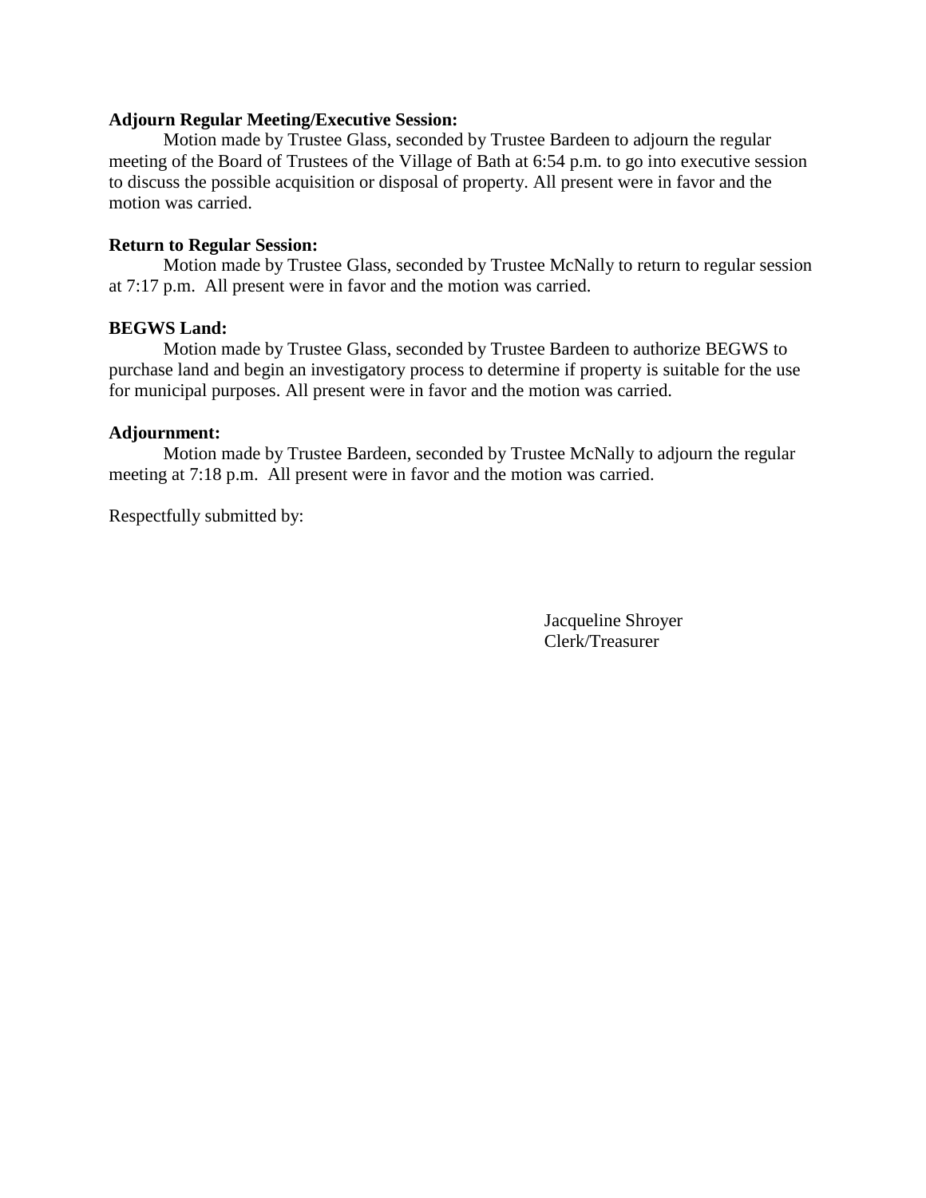**Adjourn Regular Meeting/Executive Session:**

Motion made by Trustee Glass, seconded by Trustee Bardeen to adjourn the regular meeting of the Board of Trustees of the Village of Bath at 6:54 p.m. to go into executive session to discuss the possible acquisition or disposal of property. All present were in favor and the motion was carried.

**Return to Regular Session:**

Motion made by Trustee Glass, seconded by Trustee McNally to return to regular session at 7:17 p.m. All present were in favor and the motion was carried.

**BEGWS Land:**

Motion made by Trustee Glass, seconded by Trustee Bardeen to authorize BEGWS to purchase land and begin an investigatory process to determine if property is suitable for the use for municipal purposes. All present were in favor and the motion was carried.

**Adjournment:**

Motion made by Trustee Bardeen, seconded by Trustee McNally to adjourn the regular meeting at 7:18 p.m. All present were in favor and the motion was carried.

Respectfully submitted by:

Jacqueline Shroyer
Clerk/Treasurer